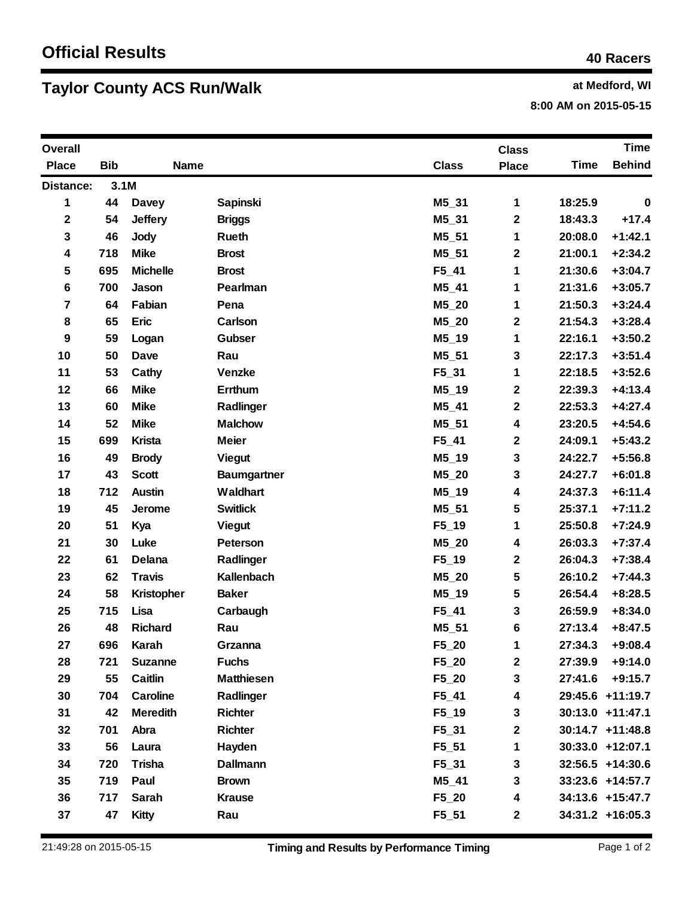# Official Results

**40 Racers**

## Taylor County ACS Run/Walk

**at Medford, WI**

**8:00 AM on 2015-05-15**

| Overall Place | Bib | Name | | Class | Class Place | Time | Time Behind |
|---|---|---|---|---|---|---|---|
| **Distance:** | **3.1M** | | | | | | |
| 1 | 44 | Davey | Sapinski | M5_31 | 1 | 18:25.9 | 0 |
| 2 | 54 | Jeffery | Briggs | M5_31 | 2 | 18:43.3 | +17.4 |
| 3 | 46 | Jody | Rueth | M5_51 | 1 | 20:08.0 | +1:42.1 |
| 4 | 718 | Mike | Brost | M5_51 | 2 | 21:00.1 | +2:34.2 |
| 5 | 695 | Michelle | Brost | F5_41 | 1 | 21:30.6 | +3:04.7 |
| 6 | 700 | Jason | Pearlman | M5_41 | 1 | 21:31.6 | +3:05.7 |
| 7 | 64 | Fabian | Pena | M5_20 | 1 | 21:50.3 | +3:24.4 |
| 8 | 65 | Eric | Carlson | M5_20 | 2 | 21:54.3 | +3:28.4 |
| 9 | 59 | Logan | Gubser | M5_19 | 1 | 22:16.1 | +3:50.2 |
| 10 | 50 | Dave | Rau | M5_51 | 3 | 22:17.3 | +3:51.4 |
| 11 | 53 | Cathy | Venzke | F5_31 | 1 | 22:18.5 | +3:52.6 |
| 12 | 66 | Mike | Errthum | M5_19 | 2 | 22:39.3 | +4:13.4 |
| 13 | 60 | Mike | Radlinger | M5_41 | 2 | 22:53.3 | +4:27.4 |
| 14 | 52 | Mike | Malchow | M5_51 | 4 | 23:20.5 | +4:54.6 |
| 15 | 699 | Krista | Meier | F5_41 | 2 | 24:09.1 | +5:43.2 |
| 16 | 49 | Brody | Viegut | M5_19 | 3 | 24:22.7 | +5:56.8 |
| 17 | 43 | Scott | Baumgartner | M5_20 | 3 | 24:27.7 | +6:01.8 |
| 18 | 712 | Austin | Waldhart | M5_19 | 4 | 24:37.3 | +6:11.4 |
| 19 | 45 | Jerome | Switlick | M5_51 | 5 | 25:37.1 | +7:11.2 |
| 20 | 51 | Kya | Viegut | F5_19 | 1 | 25:50.8 | +7:24.9 |
| 21 | 30 | Luke | Peterson | M5_20 | 4 | 26:03.3 | +7:37.4 |
| 22 | 61 | Delana | Radlinger | F5_19 | 2 | 26:04.3 | +7:38.4 |
| 23 | 62 | Travis | Kallenbach | M5_20 | 5 | 26:10.2 | +7:44.3 |
| 24 | 58 | Kristopher | Baker | M5_19 | 5 | 26:54.4 | +8:28.5 |
| 25 | 715 | Lisa | Carbaugh | F5_41 | 3 | 26:59.9 | +8:34.0 |
| 26 | 48 | Richard | Rau | M5_51 | 6 | 27:13.4 | +8:47.5 |
| 27 | 696 | Karah | Grzanna | F5_20 | 1 | 27:34.3 | +9:08.4 |
| 28 | 721 | Suzanne | Fuchs | F5_20 | 2 | 27:39.9 | +9:14.0 |
| 29 | 55 | Caitlin | Matthiesen | F5_20 | 3 | 27:41.6 | +9:15.7 |
| 30 | 704 | Caroline | Radlinger | F5_41 | 4 | 29:45.6 | +11:19.7 |
| 31 | 42 | Meredith | Richter | F5_19 | 3 | 30:13.0 | +11:47.1 |
| 32 | 701 | Abra | Richter | F5_31 | 2 | 30:14.7 | +11:48.8 |
| 33 | 56 | Laura | Hayden | F5_51 | 1 | 30:33.0 | +12:07.1 |
| 34 | 720 | Trisha | Dallmann | F5_31 | 3 | 32:56.5 | +14:30.6 |
| 35 | 719 | Paul | Brown | M5_41 | 3 | 33:23.6 | +14:57.7 |
| 36 | 717 | Sarah | Krause | F5_20 | 4 | 34:13.6 | +15:47.7 |
| 37 | 47 | Kitty | Rau | F5_51 | 2 | 34:31.2 | +16:05.3 |

21:49:28 on 2015-05-15 — Timing and Results by Performance Timing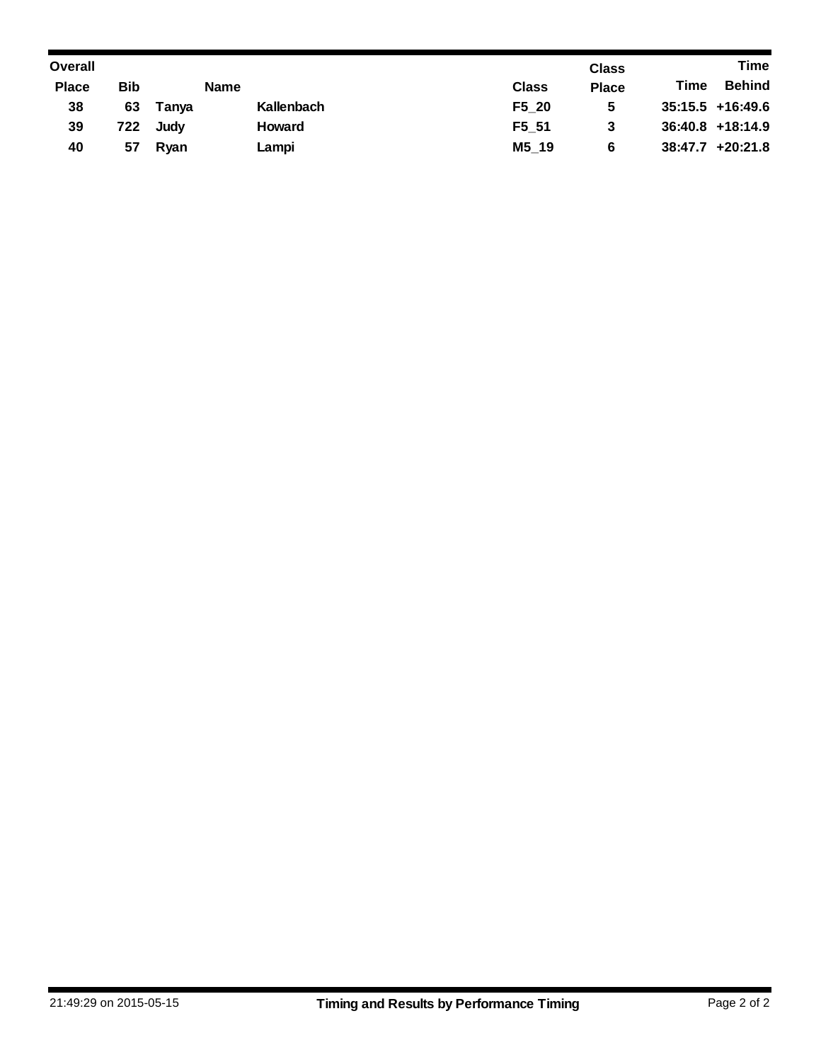| Overall Place | Bib | Name | | Class | Class Place | Time | Time Behind |
|---|---|---|---|---|---|---|---|
| 38 | 63 | Tanya | Kallenbach | F5_20 | 5 | 35:15.5 | +16:49.6 |
| 39 | 722 | Judy | Howard | F5_51 | 3 | 36:40.8 | +18:14.9 |
| 40 | 57 | Ryan | Lampi | M5_19 | 6 | 38:47.7 | +20:21.8 |

21:49:29 on 2015-05-15

**Timing and Results by Performance Timing**